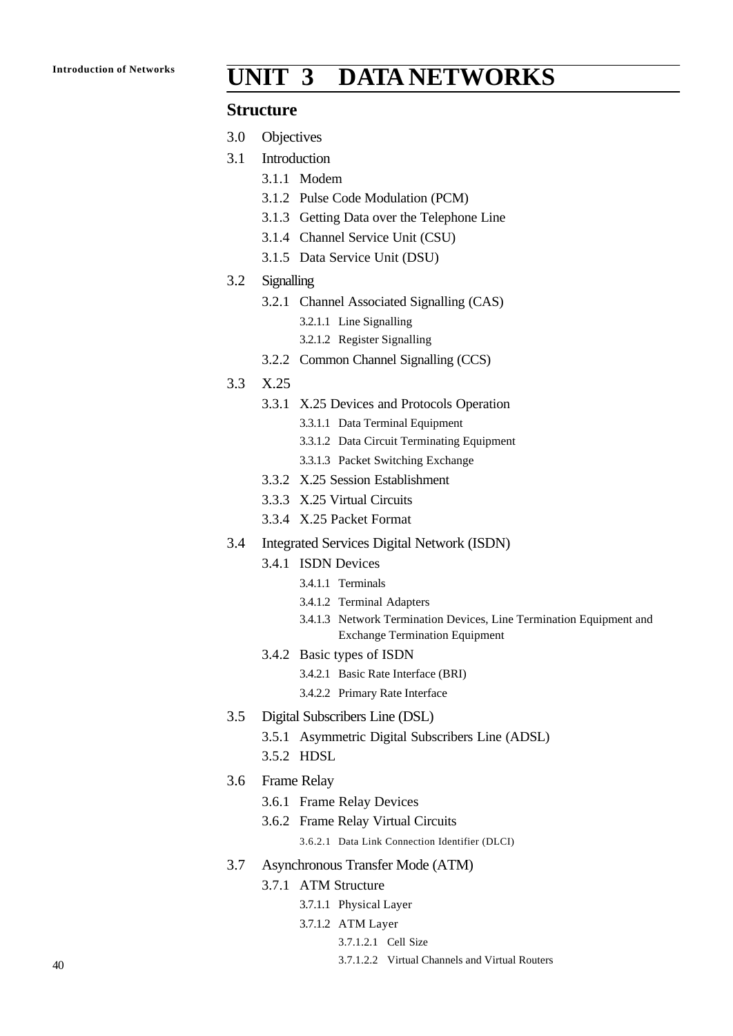# UNIT 3 DATA NETWORKS

## Structure

- 3.0 Objectives
- 3.1 Introduction
  - 3.1.1 Modem
  - 3.1.2 Pulse Code Modulation (PCM)
  - 3.1.3 Getting Data over the Telephone Line
  - 3.1.4 Channel Service Unit (CSU)
  - 3.1.5 Data Service Unit (DSU)
- 3.2 Signalling
  - 3.2.1 Channel Associated Signalling (CAS)
    - 3.2.1.1 Line Signalling
    - 3.2.1.2 Register Signalling
  - 3.2.2 Common Channel Signalling (CCS)
- 3.3 X.25
  - 3.3.1 X.25 Devices and Protocols Operation
    - 3.3.1.1 Data Terminal Equipment
    - 3.3.1.2 Data Circuit Terminating Equipment
    - 3.3.1.3 Packet Switching Exchange
  - 3.3.2 X.25 Session Establishment
  - 3.3.3 X.25 Virtual Circuits
  - 3.3.4 X.25 Packet Format
- 3.4 Integrated Services Digital Network (ISDN)
  - 3.4.1 ISDN Devices
    - 3.4.1.1 Terminals
    - 3.4.1.2 Terminal Adapters
    - 3.4.1.3 Network Termination Devices, Line Termination Equipment and Exchange Termination Equipment
  - 3.4.2 Basic types of ISDN
    - 3.4.2.1 Basic Rate Interface (BRI)
    - 3.4.2.2 Primary Rate Interface
- 3.5 Digital Subscribers Line (DSL)
  - 3.5.1 Asymmetric Digital Subscribers Line (ADSL)
  - 3.5.2 HDSL
- 3.6 Frame Relay
  - 3.6.1 Frame Relay Devices
  - 3.6.2 Frame Relay Virtual Circuits
    - 3.6.2.1 Data Link Connection Identifier (DLCI)
- 3.7 Asynchronous Transfer Mode (ATM)
  - 3.7.1 ATM Structure
    - 3.7.1.1 Physical Layer
    - 3.7.1.2 ATM Layer
      - 3.7.1.2.1 Cell Size
      - 3.7.1.2.2 Virtual Channels and Virtual Routers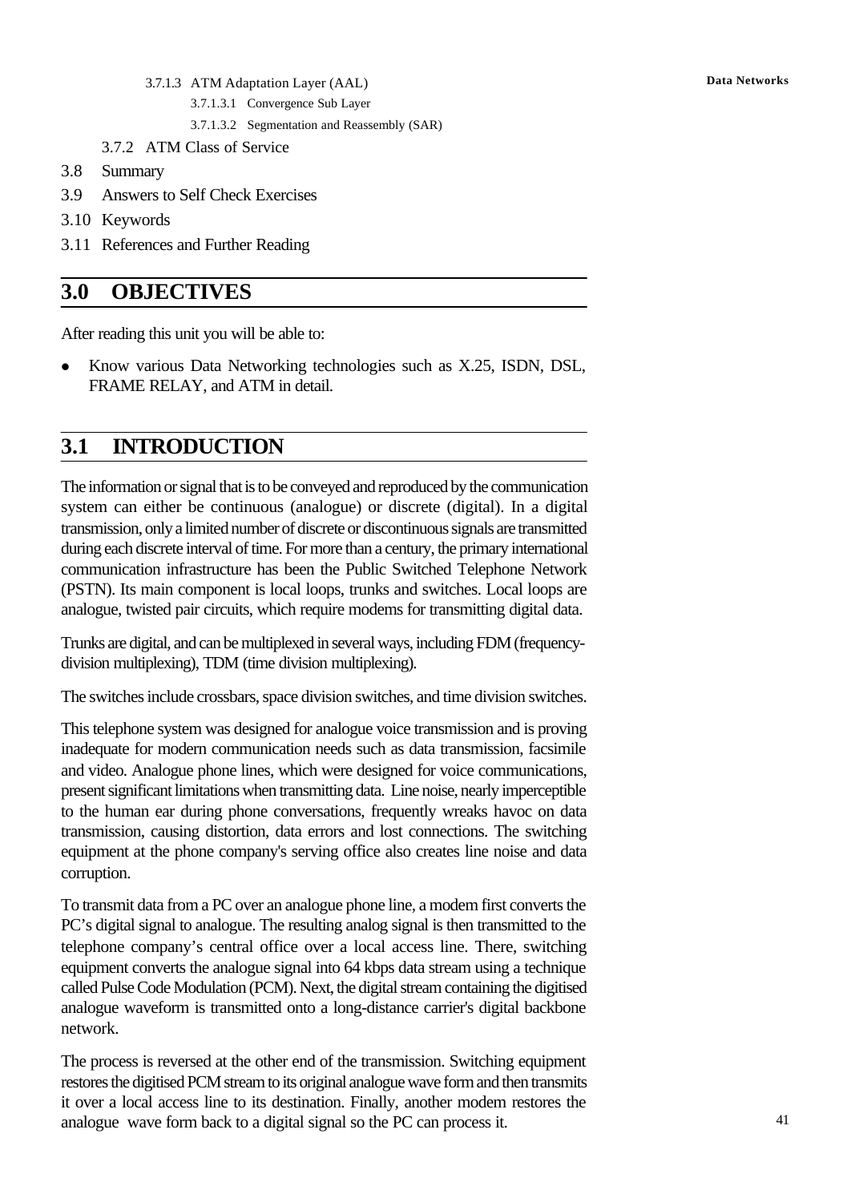3.7.1.3 ATM Adaptation Layer (AAL)

3.7.1.3.1 Convergence Sub Layer

3.7.1.3.2 Segmentation and Reassembly (SAR)

3.7.2 ATM Class of Service

3.8 Summary

3.9 Answers to Self Check Exercises

3.10 Keywords

3.11 References and Further Reading

## 3.0 OBJECTIVES

After reading this unit you will be able to:

- Know various Data Networking technologies such as X.25, ISDN, DSL, FRAME RELAY, and ATM in detail.

## 3.1 INTRODUCTION

The information or signal that is to be conveyed and reproduced by the communication system can either be continuous (analogue) or discrete (digital). In a digital transmission, only a limited number of discrete or discontinuous signals are transmitted during each discrete interval of time. For more than a century, the primary international communication infrastructure has been the Public Switched Telephone Network (PSTN). Its main component is local loops, trunks and switches. Local loops are analogue, twisted pair circuits, which require modems for transmitting digital data.

Trunks are digital, and can be multiplexed in several ways, including FDM (frequency-division multiplexing), TDM (time division multiplexing).

The switches include crossbars, space division switches, and time division switches.

This telephone system was designed for analogue voice transmission and is proving inadequate for modern communication needs such as data transmission, facsimile and video. Analogue phone lines, which were designed for voice communications, present significant limitations when transmitting data. Line noise, nearly imperceptible to the human ear during phone conversations, frequently wreaks havoc on data transmission, causing distortion, data errors and lost connections. The switching equipment at the phone company's serving office also creates line noise and data corruption.

To transmit data from a PC over an analogue phone line, a modem first converts the PC's digital signal to analogue. The resulting analog signal is then transmitted to the telephone company's central office over a local access line. There, switching equipment converts the analogue signal into 64 kbps data stream using a technique called Pulse Code Modulation (PCM). Next, the digital stream containing the digitised analogue waveform is transmitted onto a long-distance carrier's digital backbone network.

The process is reversed at the other end of the transmission. Switching equipment restores the digitised PCM stream to its original analogue wave form and then transmits it over a local access line to its destination. Finally, another modem restores the analogue wave form back to a digital signal so the PC can process it.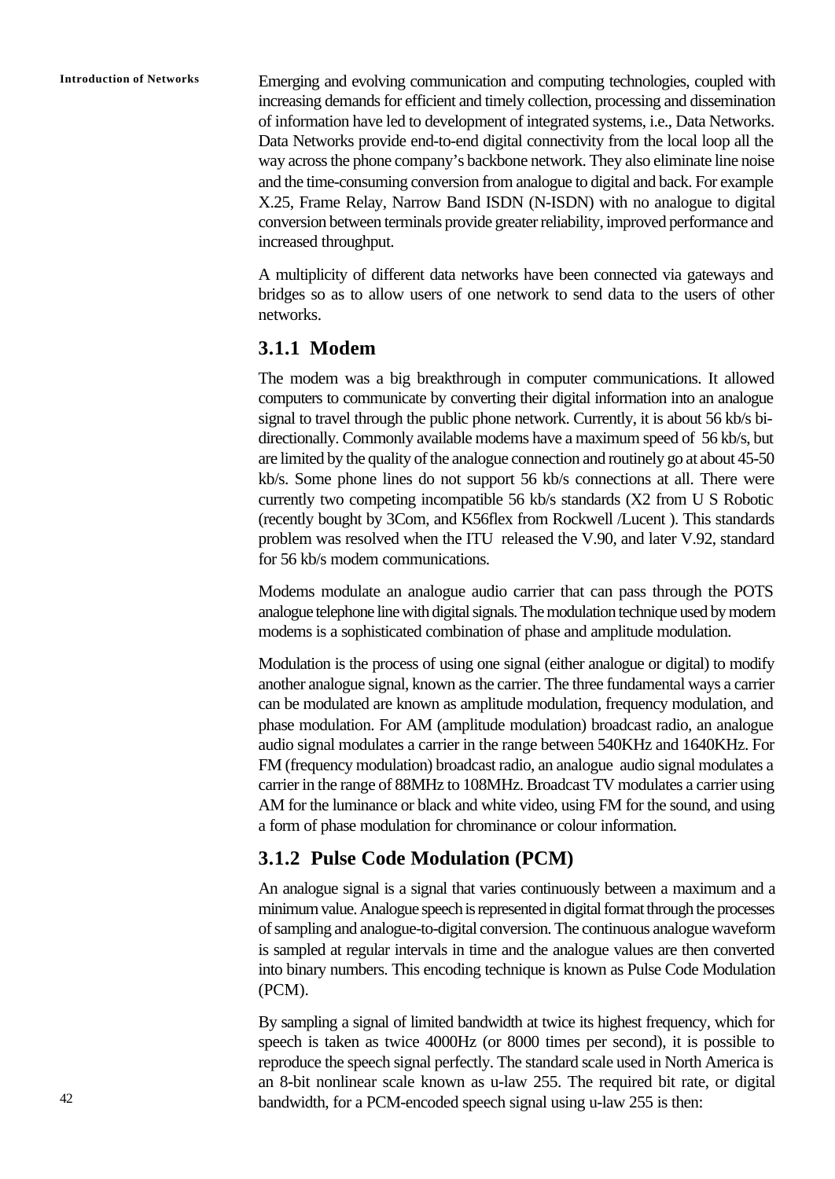Emerging and evolving communication and computing technologies, coupled with increasing demands for efficient and timely collection, processing and dissemination of information have led to development of integrated systems, i.e., Data Networks. Data Networks provide end-to-end digital connectivity from the local loop all the way across the phone company's backbone network. They also eliminate line noise and the time-consuming conversion from analogue to digital and back. For example X.25, Frame Relay, Narrow Band ISDN (N-ISDN) with no analogue to digital conversion between terminals provide greater reliability, improved performance and increased throughput.

A multiplicity of different data networks have been connected via gateways and bridges so as to allow users of one network to send data to the users of other networks.

### 3.1.1 Modem

The modem was a big breakthrough in computer communications. It allowed computers to communicate by converting their digital information into an analogue signal to travel through the public phone network. Currently, it is about 56 kb/s bi-directionally. Commonly available modems have a maximum speed of 56 kb/s, but are limited by the quality of the analogue connection and routinely go at about 45-50 kb/s. Some phone lines do not support 56 kb/s connections at all. There were currently two competing incompatible 56 kb/s standards (X2 from U S Robotic (recently bought by 3Com, and K56flex from Rockwell /Lucent ). This standards problem was resolved when the ITU released the V.90, and later V.92, standard for 56 kb/s modem communications.

Modems modulate an analogue audio carrier that can pass through the POTS analogue telephone line with digital signals. The modulation technique used by modern modems is a sophisticated combination of phase and amplitude modulation.

Modulation is the process of using one signal (either analogue or digital) to modify another analogue signal, known as the carrier. The three fundamental ways a carrier can be modulated are known as amplitude modulation, frequency modulation, and phase modulation. For AM (amplitude modulation) broadcast radio, an analogue audio signal modulates a carrier in the range between 540KHz and 1640KHz. For FM (frequency modulation) broadcast radio, an analogue audio signal modulates a carrier in the range of 88MHz to 108MHz. Broadcast TV modulates a carrier using AM for the luminance or black and white video, using FM for the sound, and using a form of phase modulation for chrominance or colour information.

### 3.1.2 Pulse Code Modulation (PCM)

An analogue signal is a signal that varies continuously between a maximum and a minimum value. Analogue speech is represented in digital format through the processes of sampling and analogue-to-digital conversion. The continuous analogue waveform is sampled at regular intervals in time and the analogue values are then converted into binary numbers. This encoding technique is known as Pulse Code Modulation (PCM).

By sampling a signal of limited bandwidth at twice its highest frequency, which for speech is taken as twice 4000Hz (or 8000 times per second), it is possible to reproduce the speech signal perfectly. The standard scale used in North America is an 8-bit nonlinear scale known as u-law 255. The required bit rate, or digital bandwidth, for a PCM-encoded speech signal using u-law 255 is then: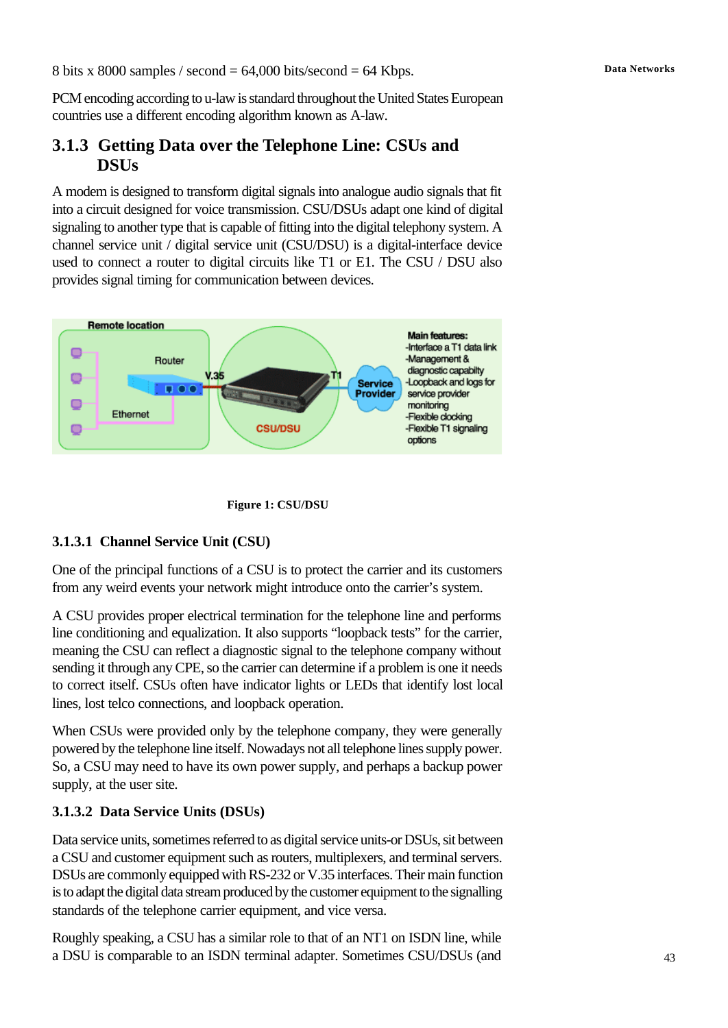8 bits x 8000 samples / second = 64,000 bits/second = 64 Kbps.

PCM encoding according to u-law is standard throughout the United States European countries use a different encoding algorithm known as A-law.

### 3.1.3 Getting Data over the Telephone Line: CSUs and DSUs

A modem is designed to transform digital signals into analogue audio signals that fit into a circuit designed for voice transmission. CSU/DSUs adapt one kind of digital signaling to another type that is capable of fitting into the digital telephony system. A channel service unit / digital service unit (CSU/DSU) is a digital-interface device used to connect a router to digital circuits like T1 or E1. The CSU / DSU also provides signal timing for communication between devices.

**Figure 1: CSU/DSU**

#### 3.1.3.1 Channel Service Unit (CSU)

One of the principal functions of a CSU is to protect the carrier and its customers from any weird events your network might introduce onto the carrier's system.

A CSU provides proper electrical termination for the telephone line and performs line conditioning and equalization. It also supports "loopback tests" for the carrier, meaning the CSU can reflect a diagnostic signal to the telephone company without sending it through any CPE, so the carrier can determine if a problem is one it needs to correct itself. CSUs often have indicator lights or LEDs that identify lost local lines, lost telco connections, and loopback operation.

When CSUs were provided only by the telephone company, they were generally powered by the telephone line itself. Nowadays not all telephone lines supply power. So, a CSU may need to have its own power supply, and perhaps a backup power supply, at the user site.

#### 3.1.3.2 Data Service Units (DSUs)

Data service units, sometimes referred to as digital service units-or DSUs, sit between a CSU and customer equipment such as routers, multiplexers, and terminal servers. DSUs are commonly equipped with RS-232 or V.35 interfaces. Their main function is to adapt the digital data stream produced by the customer equipment to the signalling standards of the telephone carrier equipment, and vice versa.

Roughly speaking, a CSU has a similar role to that of an NT1 on ISDN line, while a DSU is comparable to an ISDN terminal adapter. Sometimes CSU/DSUs (and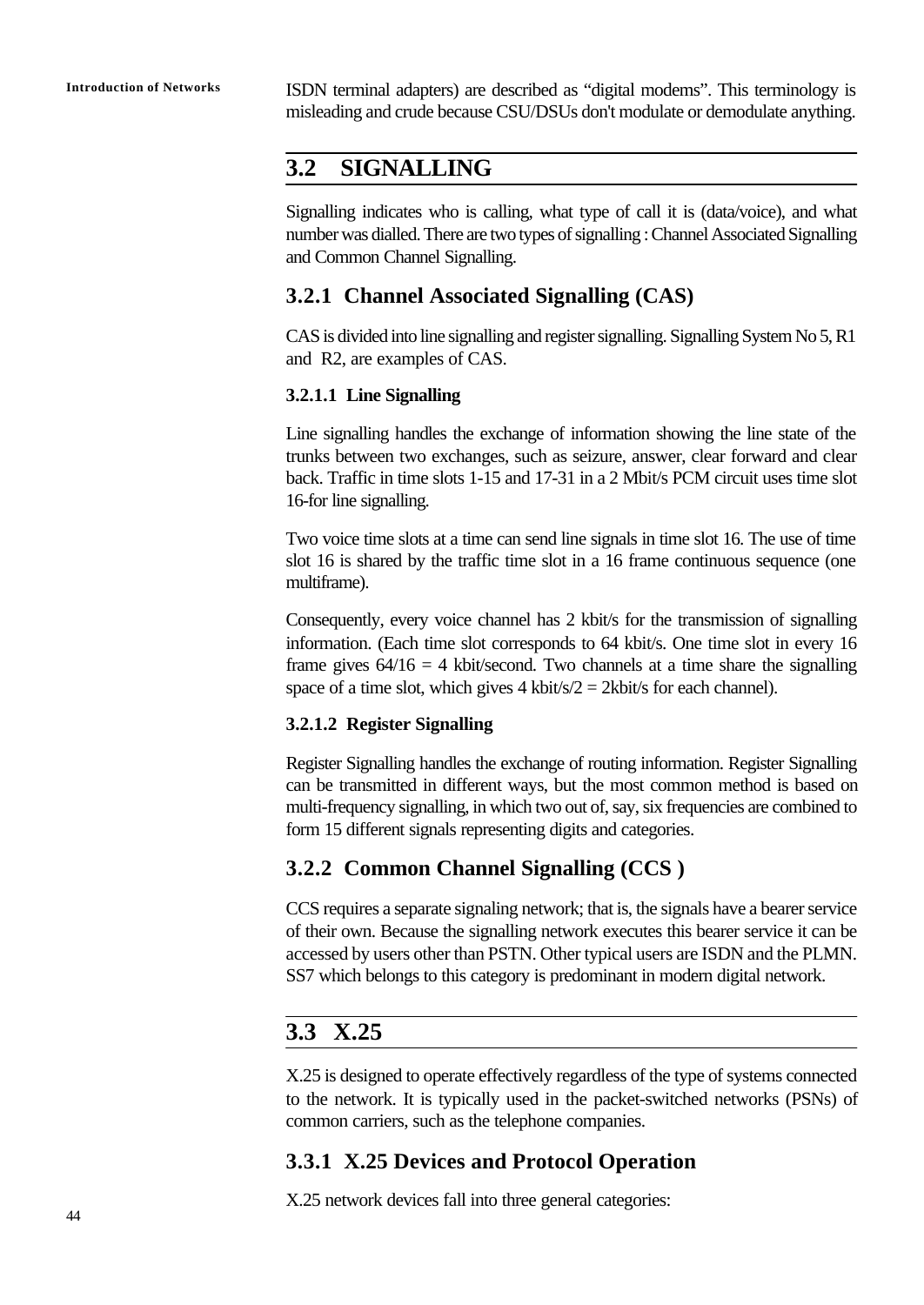ISDN terminal adapters) are described as “digital modems”. This terminology is misleading and crude because CSU/DSUs don't modulate or demodulate anything.

## 3.2 SIGNALLING

Signalling indicates who is calling, what type of call it is (data/voice), and what number was dialled. There are two types of signalling : Channel Associated Signalling and Common Channel Signalling.

### 3.2.1 Channel Associated Signalling (CAS)

CAS is divided into line signalling and register signalling. Signalling System No 5, R1 and R2, are examples of CAS.

#### 3.2.1.1 Line Signalling

Line signalling handles the exchange of information showing the line state of the trunks between two exchanges, such as seizure, answer, clear forward and clear back. Traffic in time slots 1-15 and 17-31 in a 2 Mbit/s PCM circuit uses time slot 16-for line signalling.

Two voice time slots at a time can send line signals in time slot 16. The use of time slot 16 is shared by the traffic time slot in a 16 frame continuous sequence (one multiframe).

Consequently, every voice channel has 2 kbit/s for the transmission of signalling information. (Each time slot corresponds to 64 kbit/s. One time slot in every 16 frame gives $64/16 = 4$ kbit/second. Two channels at a time share the signalling space of a time slot, which gives 4 kbit/s/2 = 2kbit/s for each channel).

#### 3.2.1.2 Register Signalling

Register Signalling handles the exchange of routing information. Register Signalling can be transmitted in different ways, but the most common method is based on multi-frequency signalling, in which two out of, say, six frequencies are combined to form 15 different signals representing digits and categories.

### 3.2.2 Common Channel Signalling (CCS )

CCS requires a separate signaling network; that is, the signals have a bearer service of their own. Because the signalling network executes this bearer service it can be accessed by users other than PSTN. Other typical users are ISDN and the PLMN. SS7 which belongs to this category is predominant in modern digital network.

## 3.3 X.25

X.25 is designed to operate effectively regardless of the type of systems connected to the network. It is typically used in the packet-switched networks (PSNs) of common carriers, such as the telephone companies.

### 3.3.1 X.25 Devices and Protocol Operation

X.25 network devices fall into three general categories: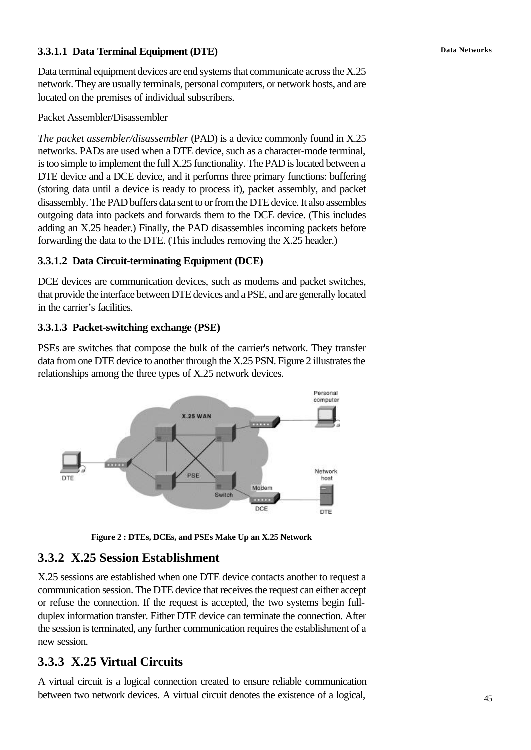### 3.3.1.1 Data Terminal Equipment (DTE)

Data terminal equipment devices are end systems that communicate across the X.25 network. They are usually terminals, personal computers, or network hosts, and are located on the premises of individual subscribers.

Packet Assembler/Disassembler

*The packet assembler/disassembler* (PAD) is a device commonly found in X.25 networks. PADs are used when a DTE device, such as a character-mode terminal, is too simple to implement the full X.25 functionality. The PAD is located between a DTE device and a DCE device, and it performs three primary functions: buffering (storing data until a device is ready to process it), packet assembly, and packet disassembly. The PAD buffers data sent to or from the DTE device. It also assembles outgoing data into packets and forwards them to the DCE device. (This includes adding an X.25 header.) Finally, the PAD disassembles incoming packets before forwarding the data to the DTE. (This includes removing the X.25 header.)

### 3.3.1.2 Data Circuit-terminating Equipment (DCE)

DCE devices are communication devices, such as modems and packet switches, that provide the interface between DTE devices and a PSE, and are generally located in the carrier's facilities.

### 3.3.1.3 Packet-switching exchange (PSE)

PSEs are switches that compose the bulk of the carrier's network. They transfer data from one DTE device to another through the X.25 PSN. Figure 2 illustrates the relationships among the three types of X.25 network devices.

**Figure 2 : DTEs, DCEs, and PSEs Make Up an X.25 Network**

## 3.3.2 X.25 Session Establishment

X.25 sessions are established when one DTE device contacts another to request a communication session. The DTE device that receives the request can either accept or refuse the connection. If the request is accepted, the two systems begin full-duplex information transfer. Either DTE device can terminate the connection. After the session is terminated, any further communication requires the establishment of a new session.

## 3.3.3 X.25 Virtual Circuits

A virtual circuit is a logical connection created to ensure reliable communication between two network devices. A virtual circuit denotes the existence of a logical,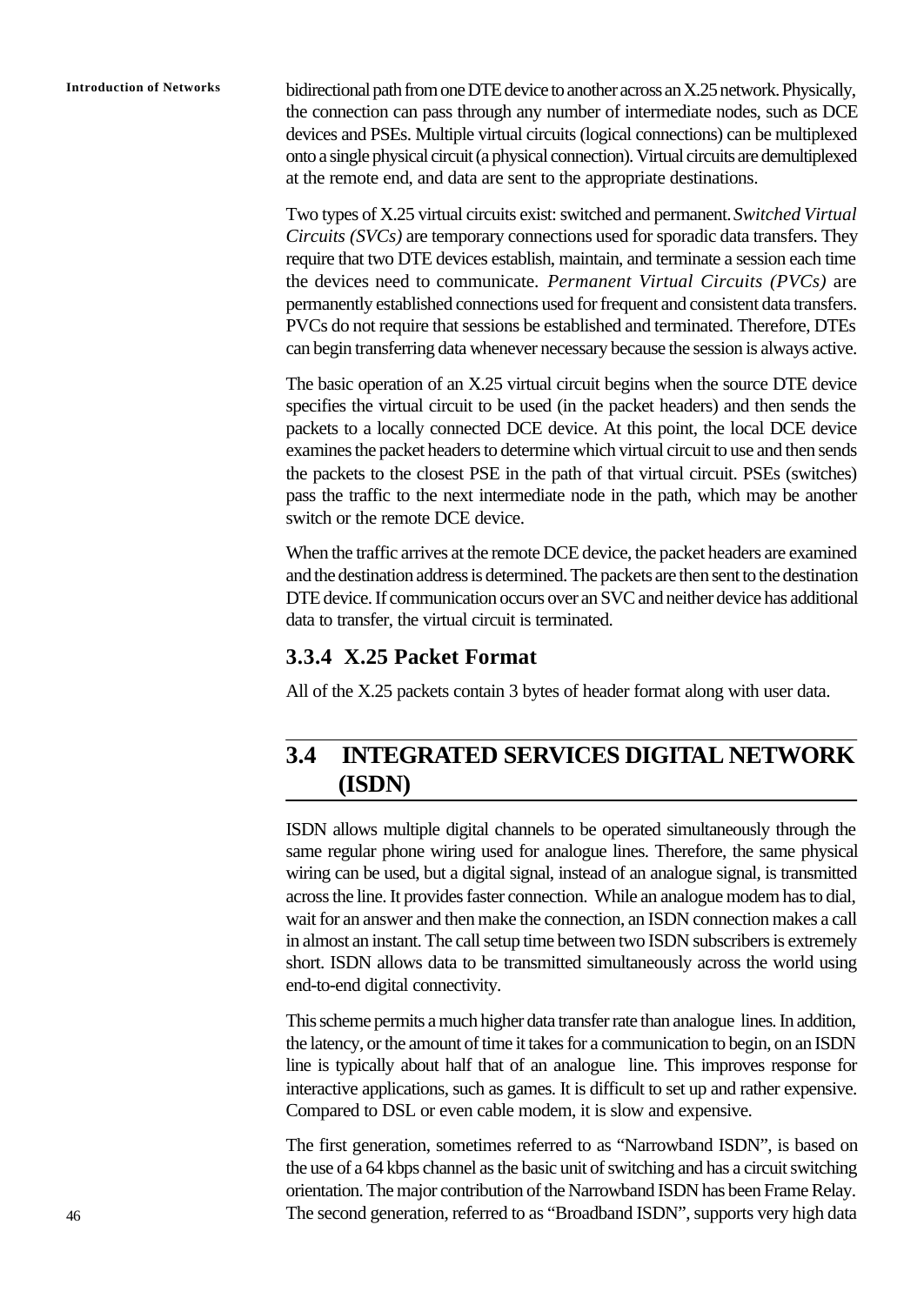bidirectional path from one DTE device to another across an X.25 network. Physically, the connection can pass through any number of intermediate nodes, such as DCE devices and PSEs. Multiple virtual circuits (logical connections) can be multiplexed onto a single physical circuit (a physical connection). Virtual circuits are demultiplexed at the remote end, and data are sent to the appropriate destinations.

Two types of X.25 virtual circuits exist: switched and permanent. *Switched Virtual Circuits (SVCs)* are temporary connections used for sporadic data transfers. They require that two DTE devices establish, maintain, and terminate a session each time the devices need to communicate. *Permanent Virtual Circuits (PVCs)* are permanently established connections used for frequent and consistent data transfers. PVCs do not require that sessions be established and terminated. Therefore, DTEs can begin transferring data whenever necessary because the session is always active.

The basic operation of an X.25 virtual circuit begins when the source DTE device specifies the virtual circuit to be used (in the packet headers) and then sends the packets to a locally connected DCE device. At this point, the local DCE device examines the packet headers to determine which virtual circuit to use and then sends the packets to the closest PSE in the path of that virtual circuit. PSEs (switches) pass the traffic to the next intermediate node in the path, which may be another switch or the remote DCE device.

When the traffic arrives at the remote DCE device, the packet headers are examined and the destination address is determined. The packets are then sent to the destination DTE device. If communication occurs over an SVC and neither device has additional data to transfer, the virtual circuit is terminated.

### 3.3.4 X.25 Packet Format

All of the X.25 packets contain 3 bytes of header format along with user data.

## 3.4 INTEGRATED SERVICES DIGITAL NETWORK (ISDN)

ISDN allows multiple digital channels to be operated simultaneously through the same regular phone wiring used for analogue lines. Therefore, the same physical wiring can be used, but a digital signal, instead of an analogue signal, is transmitted across the line. It provides faster connection. While an analogue modem has to dial, wait for an answer and then make the connection, an ISDN connection makes a call in almost an instant. The call setup time between two ISDN subscribers is extremely short. ISDN allows data to be transmitted simultaneously across the world using end-to-end digital connectivity.

This scheme permits a much higher data transfer rate than analogue lines. In addition, the latency, or the amount of time it takes for a communication to begin, on an ISDN line is typically about half that of an analogue line. This improves response for interactive applications, such as games. It is difficult to set up and rather expensive. Compared to DSL or even cable modem, it is slow and expensive.

The first generation, sometimes referred to as “Narrowband ISDN”, is based on the use of a 64 kbps channel as the basic unit of switching and has a circuit switching orientation. The major contribution of the Narrowband ISDN has been Frame Relay. The second generation, referred to as “Broadband ISDN”, supports very high data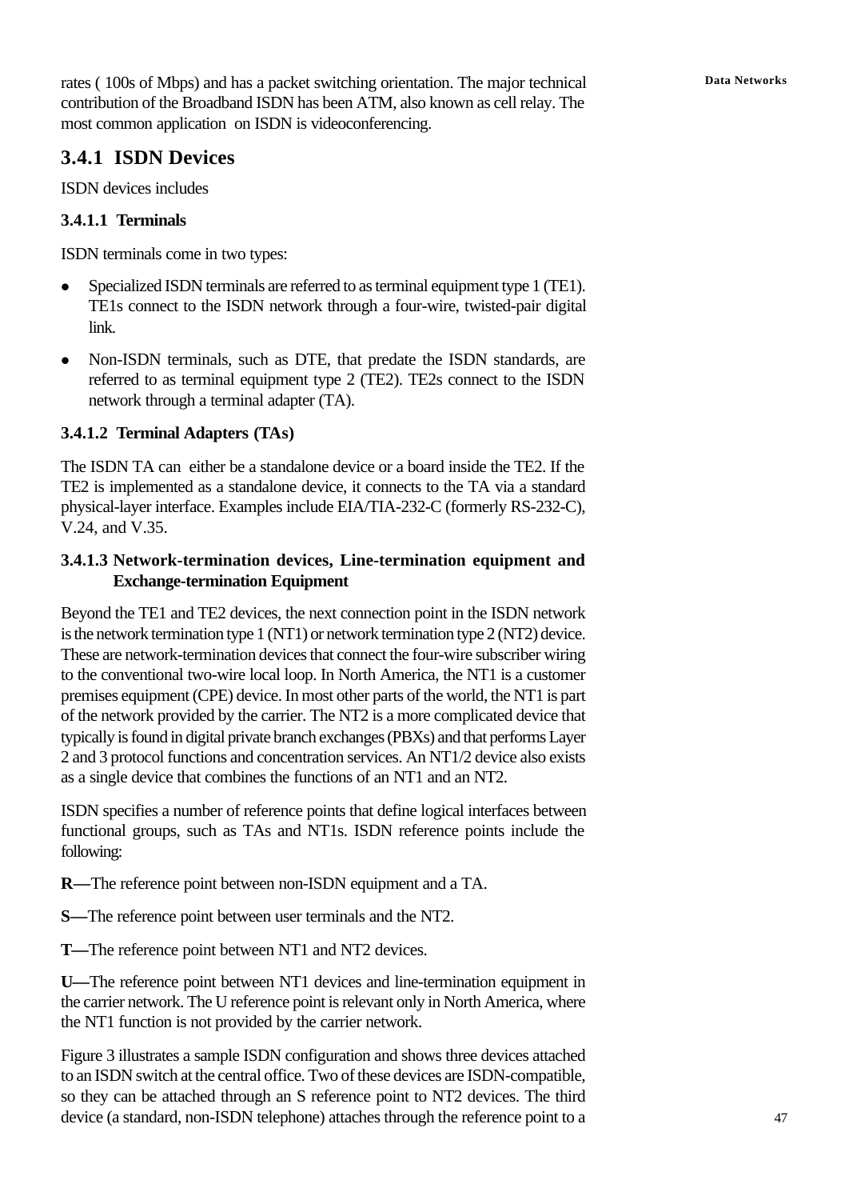rates ( 100s of Mbps) and has a packet switching orientation. The major technical contribution of the Broadband ISDN has been ATM, also known as cell relay. The most common application on ISDN is videoconferencing.

## 3.4.1 ISDN Devices

ISDN devices includes

### 3.4.1.1 Terminals

ISDN terminals come in two types:

- Specialized ISDN terminals are referred to as terminal equipment type 1 (TE1). TE1s connect to the ISDN network through a four-wire, twisted-pair digital link.
- Non-ISDN terminals, such as DTE, that predate the ISDN standards, are referred to as terminal equipment type 2 (TE2). TE2s connect to the ISDN network through a terminal adapter (TA).

### 3.4.1.2 Terminal Adapters (TAs)

The ISDN TA can either be a standalone device or a board inside the TE2. If the TE2 is implemented as a standalone device, it connects to the TA via a standard physical-layer interface. Examples include EIA/TIA-232-C (formerly RS-232-C), V.24, and V.35.

### 3.4.1.3 Network-termination devices, Line-termination equipment and Exchange-termination Equipment

Beyond the TE1 and TE2 devices, the next connection point in the ISDN network is the network termination type 1 (NT1) or network termination type 2 (NT2) device. These are network-termination devices that connect the four-wire subscriber wiring to the conventional two-wire local loop. In North America, the NT1 is a customer premises equipment (CPE) device. In most other parts of the world, the NT1 is part of the network provided by the carrier. The NT2 is a more complicated device that typically is found in digital private branch exchanges (PBXs) and that performs Layer 2 and 3 protocol functions and concentration services. An NT1/2 device also exists as a single device that combines the functions of an NT1 and an NT2.

ISDN specifies a number of reference points that define logical interfaces between functional groups, such as TAs and NT1s. ISDN reference points include the following:

**R—**The reference point between non-ISDN equipment and a TA.

**S—**The reference point between user terminals and the NT2.

**T—**The reference point between NT1 and NT2 devices.

**U—**The reference point between NT1 devices and line-termination equipment in the carrier network. The U reference point is relevant only in North America, where the NT1 function is not provided by the carrier network.

Figure 3 illustrates a sample ISDN configuration and shows three devices attached to an ISDN switch at the central office. Two of these devices are ISDN-compatible, so they can be attached through an S reference point to NT2 devices. The third device (a standard, non-ISDN telephone) attaches through the reference point to a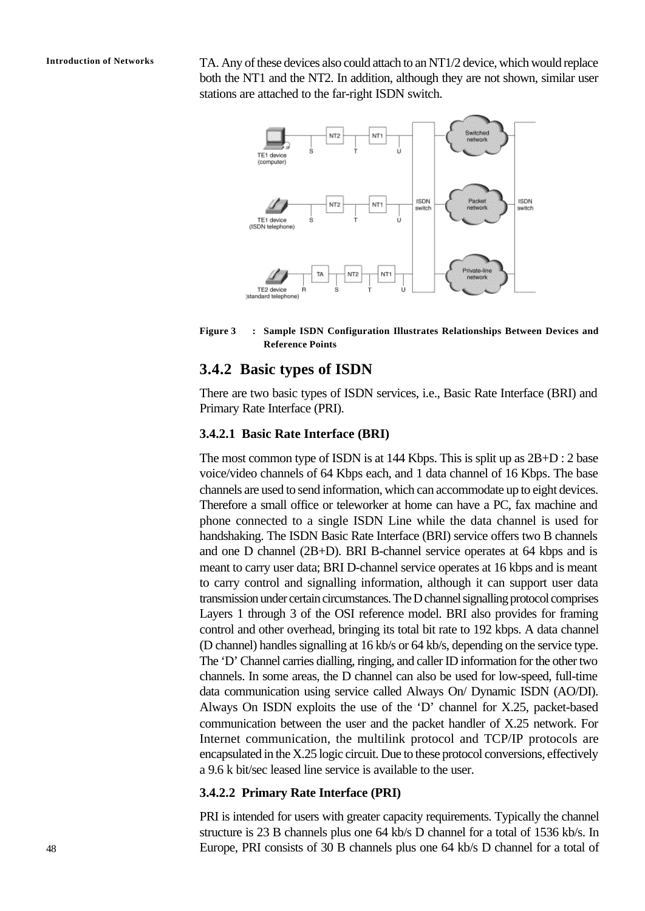TA. Any of these devices also could attach to an NT1/2 device, which would replace both the NT1 and the NT2. In addition, although they are not shown, similar user stations are attached to the far-right ISDN switch.

**Figure 3 : Sample ISDN Configuration Illustrates Relationships Between Devices and Reference Points**

### 3.4.2 Basic types of ISDN

There are two basic types of ISDN services, i.e., Basic Rate Interface (BRI) and Primary Rate Interface (PRI).

#### 3.4.2.1 Basic Rate Interface (BRI)

The most common type of ISDN is at 144 Kbps. This is split up as 2B+D : 2 base voice/video channels of 64 Kbps each, and 1 data channel of 16 Kbps. The base channels are used to send information, which can accommodate up to eight devices. Therefore a small office or teleworker at home can have a PC, fax machine and phone connected to a single ISDN Line while the data channel is used for handshaking. The ISDN Basic Rate Interface (BRI) service offers two B channels and one D channel (2B+D). BRI B-channel service operates at 64 kbps and is meant to carry user data; BRI D-channel service operates at 16 kbps and is meant to carry control and signalling information, although it can support user data transmission under certain circumstances. The D channel signalling protocol comprises Layers 1 through 3 of the OSI reference model. BRI also provides for framing control and other overhead, bringing its total bit rate to 192 kbps. A data channel (D channel) handles signalling at 16 kb/s or 64 kb/s, depending on the service type. The 'D' Channel carries dialling, ringing, and caller ID information for the other two channels. In some areas, the D channel can also be used for low-speed, full-time data communication using service called Always On/ Dynamic ISDN (AO/DI). Always On ISDN exploits the use of the 'D' channel for X.25, packet-based communication between the user and the packet handler of X.25 network. For Internet communication, the multilink protocol and TCP/IP protocols are encapsulated in the X.25 logic circuit. Due to these protocol conversions, effectively a 9.6 k bit/sec leased line service is available to the user.

#### 3.4.2.2 Primary Rate Interface (PRI)

PRI is intended for users with greater capacity requirements. Typically the channel structure is 23 B channels plus one 64 kb/s D channel for a total of 1536 kb/s. In Europe, PRI consists of 30 B channels plus one 64 kb/s D channel for a total of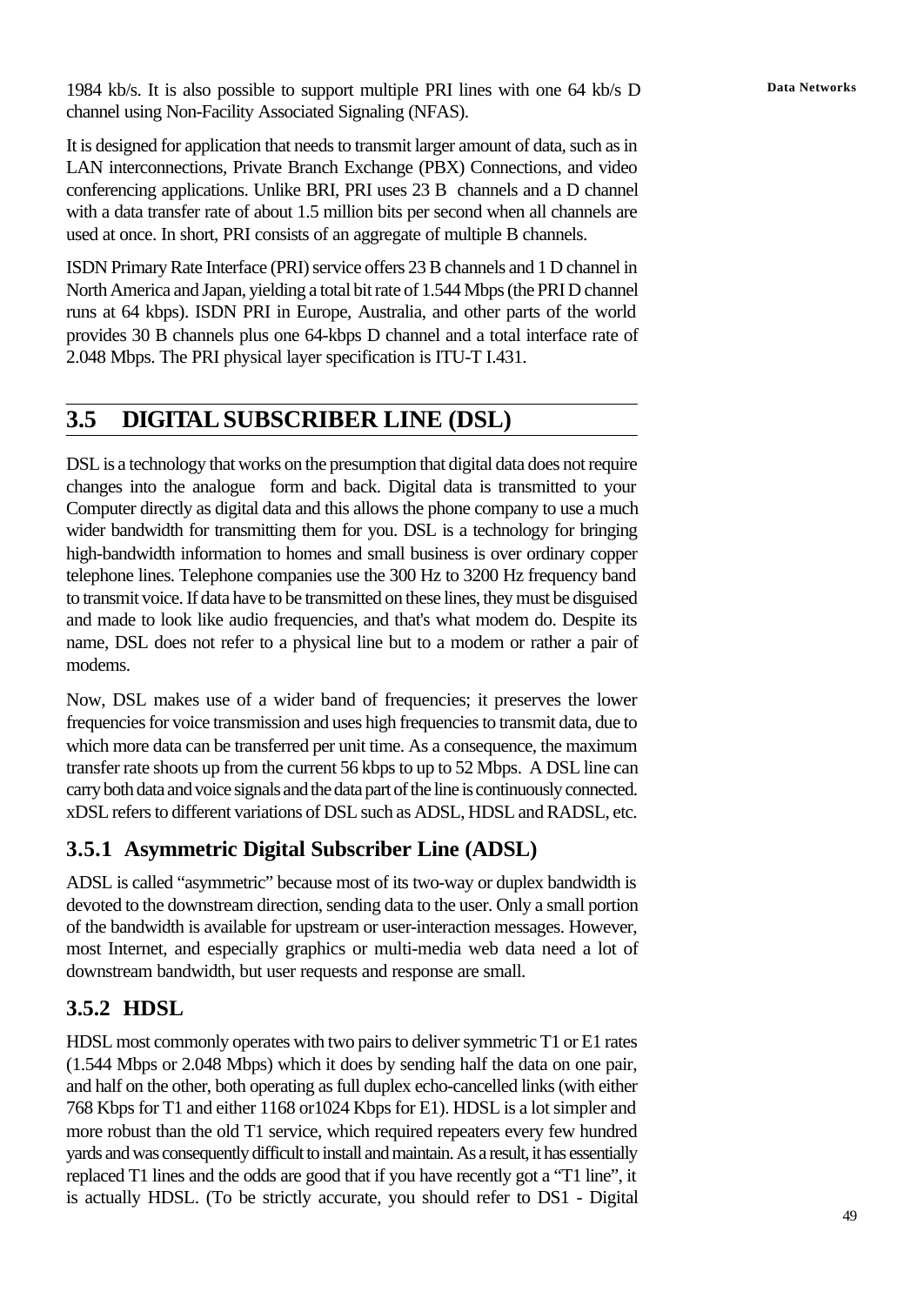1984 kb/s. It is also possible to support multiple PRI lines with one 64 kb/s D channel using Non-Facility Associated Signaling (NFAS).

It is designed for application that needs to transmit larger amount of data, such as in LAN interconnections, Private Branch Exchange (PBX) Connections, and video conferencing applications. Unlike BRI, PRI uses 23 B channels and a D channel with a data transfer rate of about 1.5 million bits per second when all channels are used at once. In short, PRI consists of an aggregate of multiple B channels.

ISDN Primary Rate Interface (PRI) service offers 23 B channels and 1 D channel in North America and Japan, yielding a total bit rate of 1.544 Mbps (the PRI D channel runs at 64 kbps). ISDN PRI in Europe, Australia, and other parts of the world provides 30 B channels plus one 64-kbps D channel and a total interface rate of 2.048 Mbps. The PRI physical layer specification is ITU-T I.431.

## 3.5 DIGITAL SUBSCRIBER LINE (DSL)

DSL is a technology that works on the presumption that digital data does not require changes into the analogue form and back. Digital data is transmitted to your Computer directly as digital data and this allows the phone company to use a much wider bandwidth for transmitting them for you. DSL is a technology for bringing high-bandwidth information to homes and small business is over ordinary copper telephone lines. Telephone companies use the 300 Hz to 3200 Hz frequency band to transmit voice. If data have to be transmitted on these lines, they must be disguised and made to look like audio frequencies, and that's what modem do. Despite its name, DSL does not refer to a physical line but to a modem or rather a pair of modems.

Now, DSL makes use of a wider band of frequencies; it preserves the lower frequencies for voice transmission and uses high frequencies to transmit data, due to which more data can be transferred per unit time. As a consequence, the maximum transfer rate shoots up from the current 56 kbps to up to 52 Mbps. A DSL line can carry both data and voice signals and the data part of the line is continuously connected. xDSL refers to different variations of DSL such as ADSL, HDSL and RADSL, etc.

### 3.5.1 Asymmetric Digital Subscriber Line (ADSL)

ADSL is called "asymmetric" because most of its two-way or duplex bandwidth is devoted to the downstream direction, sending data to the user. Only a small portion of the bandwidth is available for upstream or user-interaction messages. However, most Internet, and especially graphics or multi-media web data need a lot of downstream bandwidth, but user requests and response are small.

### 3.5.2 HDSL

HDSL most commonly operates with two pairs to deliver symmetric T1 or E1 rates (1.544 Mbps or 2.048 Mbps) which it does by sending half the data on one pair, and half on the other, both operating as full duplex echo-cancelled links (with either 768 Kbps for T1 and either 1168 or1024 Kbps for E1). HDSL is a lot simpler and more robust than the old T1 service, which required repeaters every few hundred yards and was consequently difficult to install and maintain. As a result, it has essentially replaced T1 lines and the odds are good that if you have recently got a "T1 line", it is actually HDSL. (To be strictly accurate, you should refer to DS1 - Digital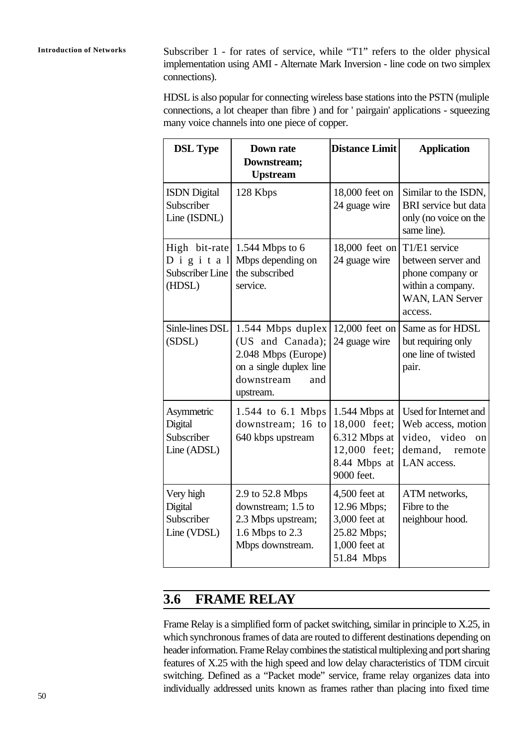Subscriber 1 - for rates of service, while "T1" refers to the older physical implementation using AMI - Alternate Mark Inversion - line code on two simplex connections).

HDSL is also popular for connecting wireless base stations into the PSTN (muliple connections, a lot cheaper than fibre ) and for ' pairgain' applications - squeezing many voice channels into one piece of copper.

| DSL Type | Down rate Downstream; Upstream | Distance Limit | Application |
|---|---|---|---|
| ISDN Digital Subscriber Line (ISDNL) | 128 Kbps | 18,000 feet on 24 guage wire | Similar to the ISDN, BRI service but data only (no voice on the same line). |
| High bit-rate Digital Subscriber Line (HDSL) | 1.544 Mbps to 6 Mbps depending on the subscribed service. | 18,000 feet on 24 guage wire | T1/E1 service between server and phone company or within a company. WAN, LAN Server access. |
| Sinle-lines DSL (SDSL) | 1.544 Mbps duplex (US and Canada); 2.048 Mbps (Europe) on a single duplex line downstream and upstream. | 12,000 feet on 24 guage wire | Same as for HDSL but requiring only one line of twisted pair. |
| Asymmetric Digital Subscriber Line (ADSL) | 1.544 to 6.1 Mbps downstream; 16 to 640 kbps upstream | 1.544 Mbps at 18,000 feet; 6.312 Mbps at 12,000 feet; 8.44 Mbps at 9000 feet. | Used for Internet and Web access, motion video, video on demand, remote LAN access. |
| Very high Digital Subscriber Line (VDSL) | 2.9 to 52.8 Mbps downstream; 1.5 to 2.3 Mbps upstream; 1.6 Mbps to 2.3 Mbps downstream. | 4,500 feet at 12.96 Mbps; 3,000 feet at 25.82 Mbps; 1,000 feet at 51.84 Mbps | ATM networks, Fibre to the neighbour hood. |

## 3.6 FRAME RELAY

Frame Relay is a simplified form of packet switching, similar in principle to X.25, in which synchronous frames of data are routed to different destinations depending on header information. Frame Relay combines the statistical multiplexing and port sharing features of X.25 with the high speed and low delay characteristics of TDM circuit switching. Defined as a "Packet mode" service, frame relay organizes data into individually addressed units known as frames rather than placing into fixed time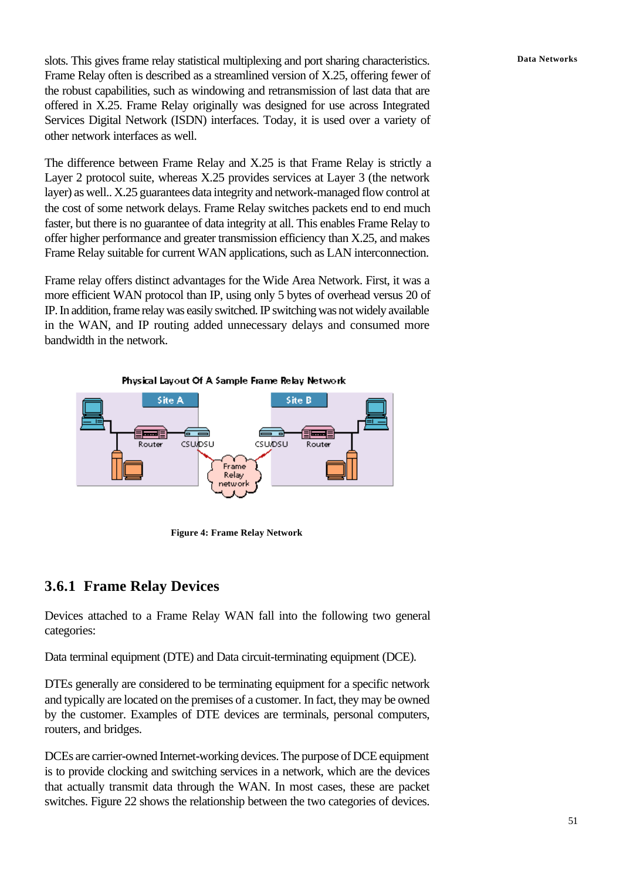slots. This gives frame relay statistical multiplexing and port sharing characteristics. Frame Relay often is described as a streamlined version of X.25, offering fewer of the robust capabilities, such as windowing and retransmission of last data that are offered in X.25. Frame Relay originally was designed for use across Integrated Services Digital Network (ISDN) interfaces. Today, it is used over a variety of other network interfaces as well.

The difference between Frame Relay and X.25 is that Frame Relay is strictly a Layer 2 protocol suite, whereas X.25 provides services at Layer 3 (the network layer) as well.. X.25 guarantees data integrity and network-managed flow control at the cost of some network delays. Frame Relay switches packets end to end much faster, but there is no guarantee of data integrity at all. This enables Frame Relay to offer higher performance and greater transmission efficiency than X.25, and makes Frame Relay suitable for current WAN applications, such as LAN interconnection.

Frame relay offers distinct advantages for the Wide Area Network. First, it was a more efficient WAN protocol than IP, using only 5 bytes of overhead versus 20 of IP. In addition, frame relay was easily switched. IP switching was not widely available in the WAN, and IP routing added unnecessary delays and consumed more bandwidth in the network.

Physical Layout Of A Sample Frame Relay Network

**Figure 4: Frame Relay Network**

## 3.6.1 Frame Relay Devices

Devices attached to a Frame Relay WAN fall into the following two general categories:

Data terminal equipment (DTE) and Data circuit-terminating equipment (DCE).

DTEs generally are considered to be terminating equipment for a specific network and typically are located on the premises of a customer. In fact, they may be owned by the customer. Examples of DTE devices are terminals, personal computers, routers, and bridges.

DCEs are carrier-owned Internet-working devices. The purpose of DCE equipment is to provide clocking and switching services in a network, which are the devices that actually transmit data through the WAN. In most cases, these are packet switches. Figure 22 shows the relationship between the two categories of devices.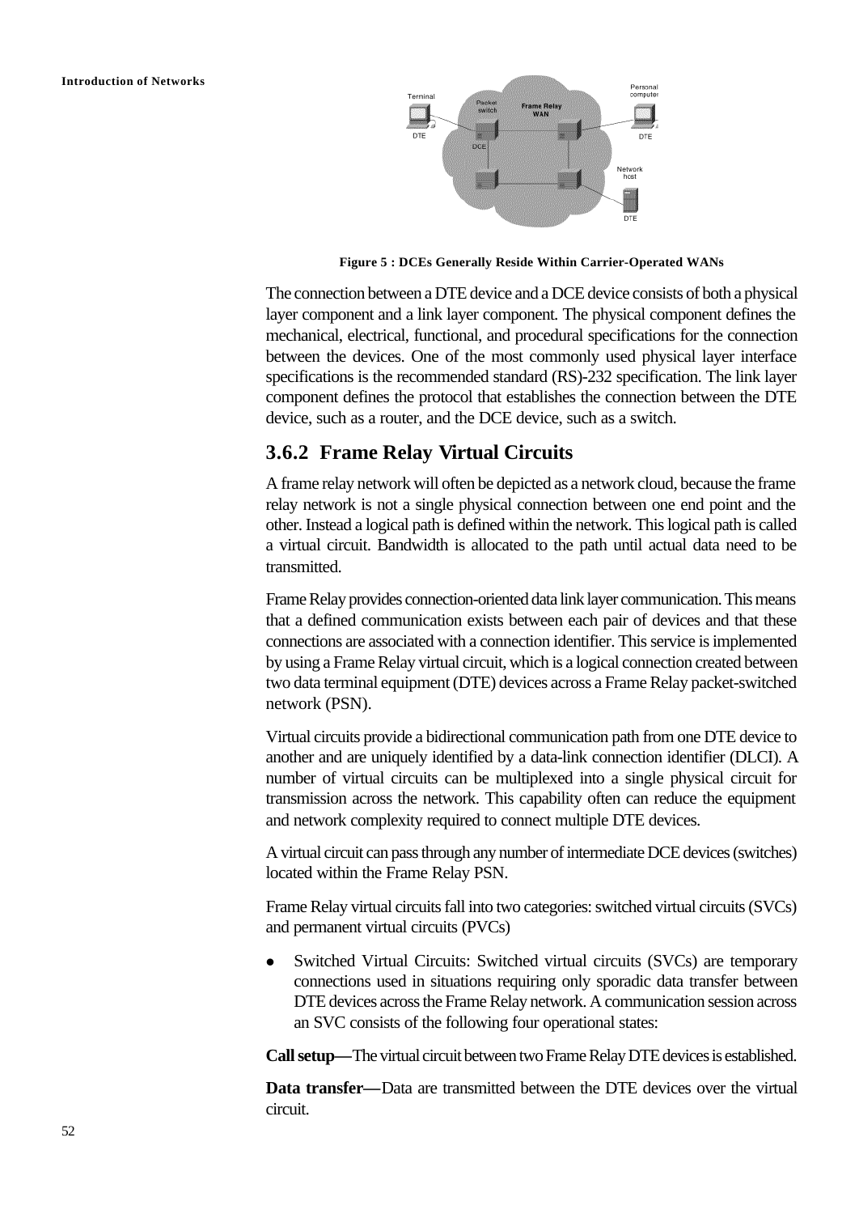Figure 5 : DCEs Generally Reside Within Carrier-Operated WANs

The connection between a DTE device and a DCE device consists of both a physical layer component and a link layer component. The physical component defines the mechanical, electrical, functional, and procedural specifications for the connection between the devices. One of the most commonly used physical layer interface specifications is the recommended standard (RS)-232 specification. The link layer component defines the protocol that establishes the connection between the DTE device, such as a router, and the DCE device, such as a switch.

### 3.6.2 Frame Relay Virtual Circuits

A frame relay network will often be depicted as a network cloud, because the frame relay network is not a single physical connection between one end point and the other. Instead a logical path is defined within the network. This logical path is called a virtual circuit. Bandwidth is allocated to the path until actual data need to be transmitted.

Frame Relay provides connection-oriented data link layer communication. This means that a defined communication exists between each pair of devices and that these connections are associated with a connection identifier. This service is implemented by using a Frame Relay virtual circuit, which is a logical connection created between two data terminal equipment (DTE) devices across a Frame Relay packet-switched network (PSN).

Virtual circuits provide a bidirectional communication path from one DTE device to another and are uniquely identified by a data-link connection identifier (DLCI). A number of virtual circuits can be multiplexed into a single physical circuit for transmission across the network. This capability often can reduce the equipment and network complexity required to connect multiple DTE devices.

A virtual circuit can pass through any number of intermediate DCE devices (switches) located within the Frame Relay PSN.

Frame Relay virtual circuits fall into two categories: switched virtual circuits (SVCs) and permanent virtual circuits (PVCs)

- Switched Virtual Circuits: Switched virtual circuits (SVCs) are temporary connections used in situations requiring only sporadic data transfer between DTE devices across the Frame Relay network. A communication session across an SVC consists of the following four operational states:

**Call setup—**The virtual circuit between two Frame Relay DTE devices is established.

**Data transfer—**Data are transmitted between the DTE devices over the virtual circuit.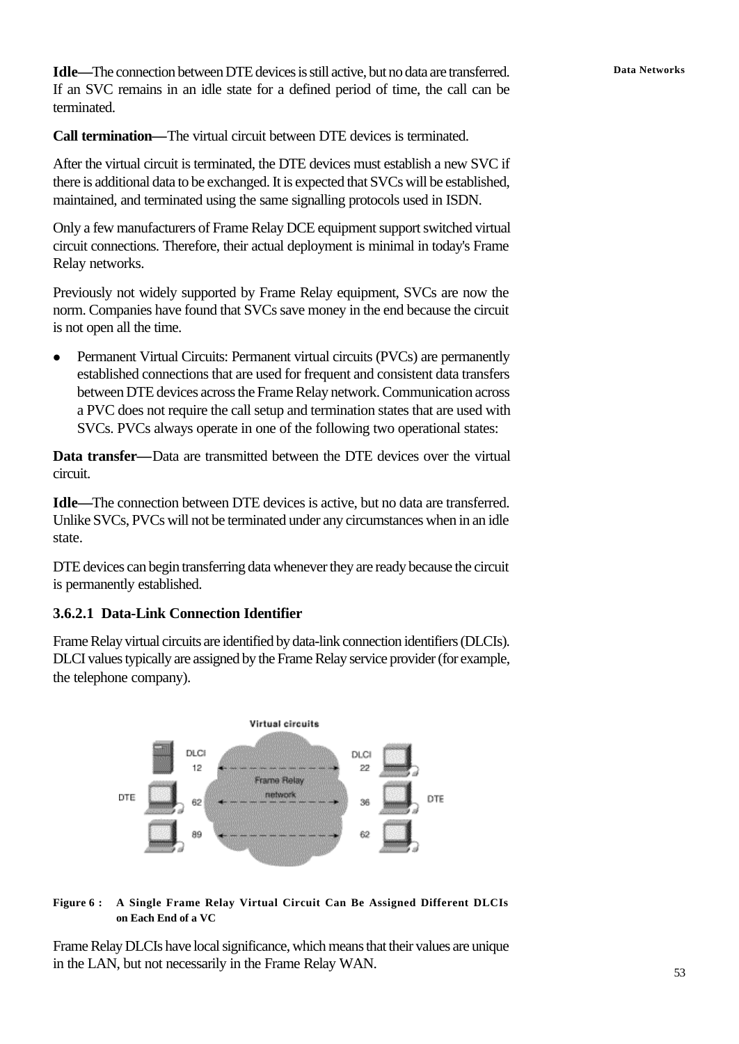**Idle—**The connection between DTE devices is still active, but no data are transferred. If an SVC remains in an idle state for a defined period of time, the call can be terminated.

**Call termination—**The virtual circuit between DTE devices is terminated.

After the virtual circuit is terminated, the DTE devices must establish a new SVC if there is additional data to be exchanged. It is expected that SVCs will be established, maintained, and terminated using the same signalling protocols used in ISDN.

Only a few manufacturers of Frame Relay DCE equipment support switched virtual circuit connections. Therefore, their actual deployment is minimal in today's Frame Relay networks.

Previously not widely supported by Frame Relay equipment, SVCs are now the norm. Companies have found that SVCs save money in the end because the circuit is not open all the time.

- Permanent Virtual Circuits: Permanent virtual circuits (PVCs) are permanently established connections that are used for frequent and consistent data transfers between DTE devices across the Frame Relay network. Communication across a PVC does not require the call setup and termination states that are used with SVCs. PVCs always operate in one of the following two operational states:

**Data transfer—**Data are transmitted between the DTE devices over the virtual circuit.

**Idle—**The connection between DTE devices is active, but no data are transferred. Unlike SVCs, PVCs will not be terminated under any circumstances when in an idle state.

DTE devices can begin transferring data whenever they are ready because the circuit is permanently established.

### 3.6.2.1 Data-Link Connection Identifier

Frame Relay virtual circuits are identified by data-link connection identifiers (DLCIs). DLCI values typically are assigned by the Frame Relay service provider (for example, the telephone company).

Virtual circuits

DLCI 12, 62, 89

DLCI 22, 36, 62

DTE

Frame Relay network

DTE

**Figure 6 : A Single Frame Relay Virtual Circuit Can Be Assigned Different DLCIs on Each End of a VC**

Frame Relay DLCIs have local significance, which means that their values are unique in the LAN, but not necessarily in the Frame Relay WAN.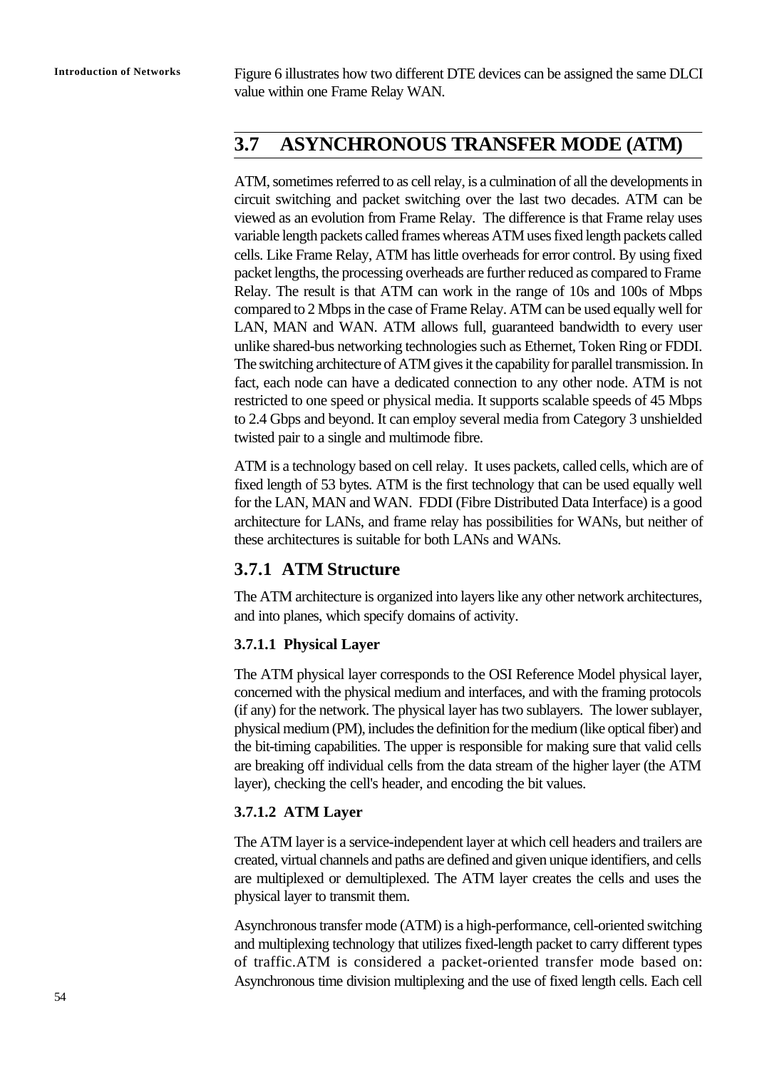Figure 6 illustrates how two different DTE devices can be assigned the same DLCI value within one Frame Relay WAN.

## 3.7 ASYNCHRONOUS TRANSFER MODE (ATM)

ATM, sometimes referred to as cell relay, is a culmination of all the developments in circuit switching and packet switching over the last two decades. ATM can be viewed as an evolution from Frame Relay. The difference is that Frame relay uses variable length packets called frames whereas ATM uses fixed length packets called cells. Like Frame Relay, ATM has little overheads for error control. By using fixed packet lengths, the processing overheads are further reduced as compared to Frame Relay. The result is that ATM can work in the range of 10s and 100s of Mbps compared to 2 Mbps in the case of Frame Relay. ATM can be used equally well for LAN, MAN and WAN. ATM allows full, guaranteed bandwidth to every user unlike shared-bus networking technologies such as Ethernet, Token Ring or FDDI. The switching architecture of ATM gives it the capability for parallel transmission. In fact, each node can have a dedicated connection to any other node. ATM is not restricted to one speed or physical media. It supports scalable speeds of 45 Mbps to 2.4 Gbps and beyond. It can employ several media from Category 3 unshielded twisted pair to a single and multimode fibre.

ATM is a technology based on cell relay. It uses packets, called cells, which are of fixed length of 53 bytes. ATM is the first technology that can be used equally well for the LAN, MAN and WAN. FDDI (Fibre Distributed Data Interface) is a good architecture for LANs, and frame relay has possibilities for WANs, but neither of these architectures is suitable for both LANs and WANs.

### 3.7.1 ATM Structure

The ATM architecture is organized into layers like any other network architectures, and into planes, which specify domains of activity.

#### 3.7.1.1 Physical Layer

The ATM physical layer corresponds to the OSI Reference Model physical layer, concerned with the physical medium and interfaces, and with the framing protocols (if any) for the network. The physical layer has two sublayers. The lower sublayer, physical medium (PM), includes the definition for the medium (like optical fiber) and the bit-timing capabilities. The upper is responsible for making sure that valid cells are breaking off individual cells from the data stream of the higher layer (the ATM layer), checking the cell's header, and encoding the bit values.

#### 3.7.1.2 ATM Layer

The ATM layer is a service-independent layer at which cell headers and trailers are created, virtual channels and paths are defined and given unique identifiers, and cells are multiplexed or demultiplexed. The ATM layer creates the cells and uses the physical layer to transmit them.

Asynchronous transfer mode (ATM) is a high-performance, cell-oriented switching and multiplexing technology that utilizes fixed-length packet to carry different types of traffic.ATM is considered a packet-oriented transfer mode based on: Asynchronous time division multiplexing and the use of fixed length cells. Each cell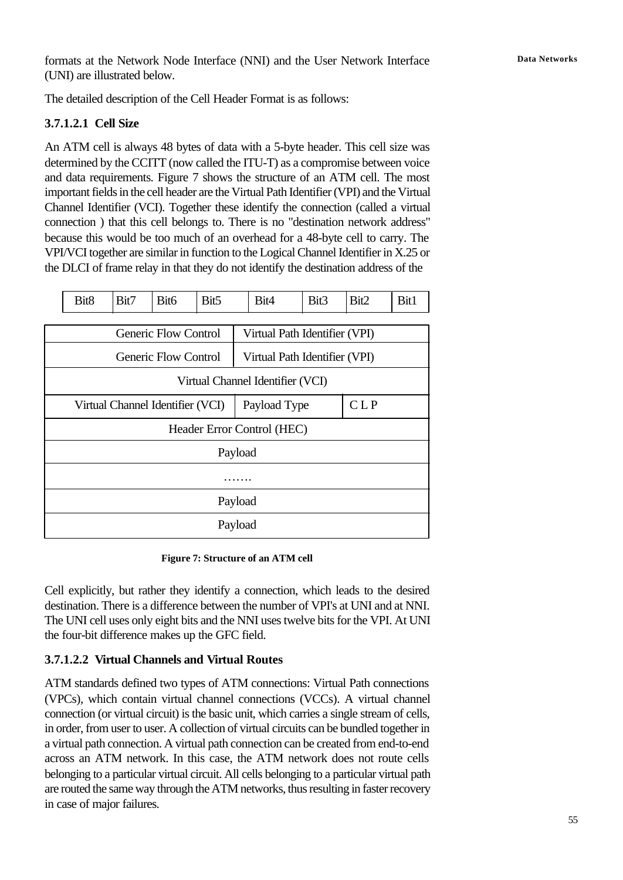formats at the Network Node Interface (NNI) and the User Network Interface (UNI) are illustrated below.

The detailed description of the Cell Header Format is as follows:

#### 3.7.1.2.1 Cell Size

An ATM cell is always 48 bytes of data with a 5-byte header. This cell size was determined by the CCITT (now called the ITU-T) as a compromise between voice and data requirements. Figure 7 shows the structure of an ATM cell. The most important fields in the cell header are the Virtual Path Identifier (VPI) and the Virtual Channel Identifier (VCI). Together these identify the connection (called a virtual connection ) that this cell belongs to. There is no "destination network address" because this would be too much of an overhead for a 48-byte cell to carry. The VPI/VCI together are similar in function to the Logical Channel Identifier in X.25 or the DLCI of frame relay in that they do not identify the destination address of the

| Bit8 | Bit7 | Bit6 | Bit5 | Bit4 | Bit3 | Bit2 | Bit1 |
|---|---|---|---|---|---|---|---|

| Generic Flow Control | Virtual Path Identifier (VPI) | |
|---|---|---|
| Generic Flow Control | Virtual Path Identifier (VPI) | |
| Virtual Channel Identifier (VCI) | | |
| Virtual Channel Identifier (VCI) | Payload Type | C L P |
| Header Error Control (HEC) | | |
| Payload | | |
| ……. | | |
| Payload | | |
| Payload | | |

**Figure 7: Structure of an ATM cell**

Cell explicitly, but rather they identify a connection, which leads to the desired destination. There is a difference between the number of VPI's at UNI and at NNI. The UNI cell uses only eight bits and the NNI uses twelve bits for the VPI. At UNI the four-bit difference makes up the GFC field.

#### 3.7.1.2.2 Virtual Channels and Virtual Routes

ATM standards defined two types of ATM connections: Virtual Path connections (VPCs), which contain virtual channel connections (VCCs). A virtual channel connection (or virtual circuit) is the basic unit, which carries a single stream of cells, in order, from user to user. A collection of virtual circuits can be bundled together in a virtual path connection. A virtual path connection can be created from end-to-end across an ATM network. In this case, the ATM network does not route cells belonging to a particular virtual circuit. All cells belonging to a particular virtual path are routed the same way through the ATM networks, thus resulting in faster recovery in case of major failures.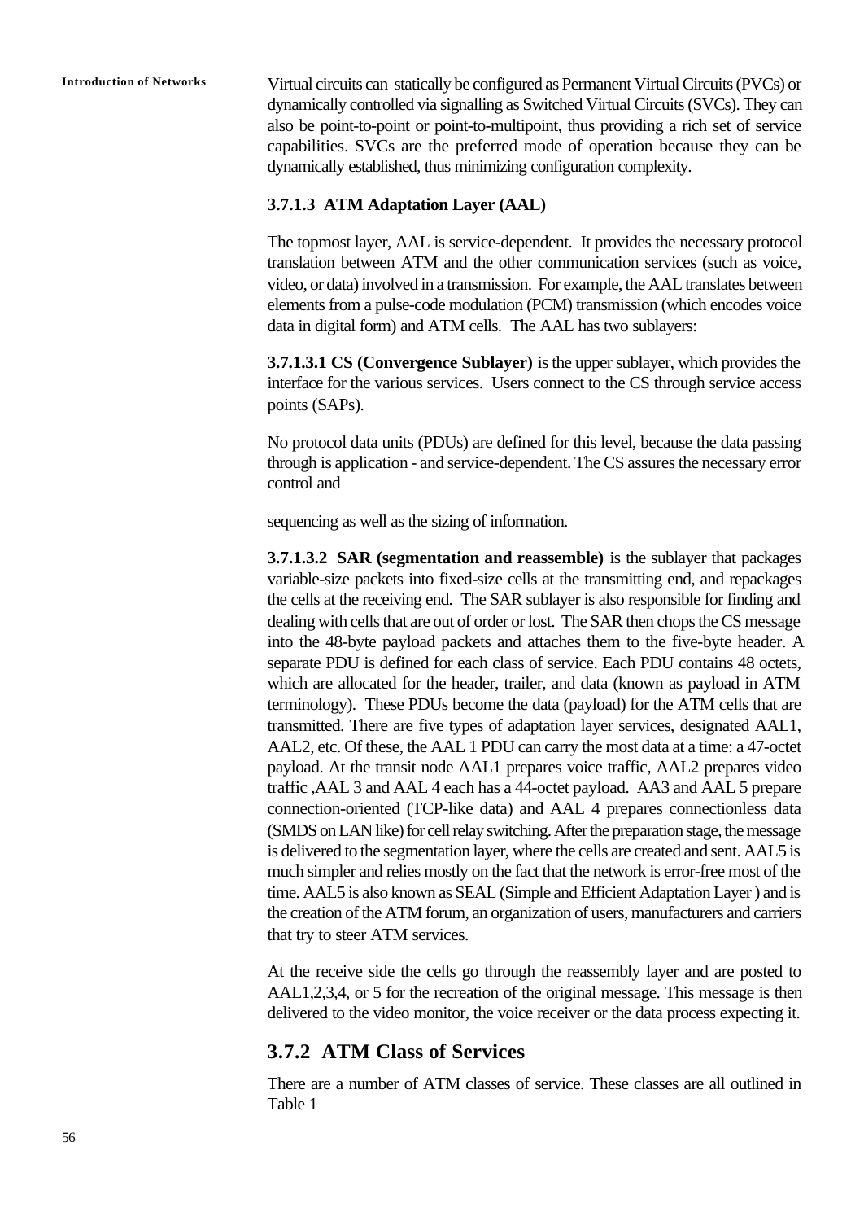Virtual circuits can statically be configured as Permanent Virtual Circuits (PVCs) or dynamically controlled via signalling as Switched Virtual Circuits (SVCs). They can also be point-to-point or point-to-multipoint, thus providing a rich set of service capabilities. SVCs are the preferred mode of operation because they can be dynamically established, thus minimizing configuration complexity.

### 3.7.1.3 ATM Adaptation Layer (AAL)

The topmost layer, AAL is service-dependent. It provides the necessary protocol translation between ATM and the other communication services (such as voice, video, or data) involved in a transmission. For example, the AAL translates between elements from a pulse-code modulation (PCM) transmission (which encodes voice data in digital form) and ATM cells. The AAL has two sublayers:

**3.7.1.3.1 CS (Convergence Sublayer)** is the upper sublayer, which provides the interface for the various services. Users connect to the CS through service access points (SAPs).

No protocol data units (PDUs) are defined for this level, because the data passing through is application - and service-dependent. The CS assures the necessary error control and

sequencing as well as the sizing of information.

**3.7.1.3.2 SAR (segmentation and reassemble)** is the sublayer that packages variable-size packets into fixed-size cells at the transmitting end, and repackages the cells at the receiving end. The SAR sublayer is also responsible for finding and dealing with cells that are out of order or lost. The SAR then chops the CS message into the 48-byte payload packets and attaches them to the five-byte header. A separate PDU is defined for each class of service. Each PDU contains 48 octets, which are allocated for the header, trailer, and data (known as payload in ATM terminology). These PDUs become the data (payload) for the ATM cells that are transmitted. There are five types of adaptation layer services, designated AAL1, AAL2, etc. Of these, the AAL 1 PDU can carry the most data at a time: a 47-octet payload. At the transit node AAL1 prepares voice traffic, AAL2 prepares video traffic ,AAL 3 and AAL 4 each has a 44-octet payload. AA3 and AAL 5 prepare connection-oriented (TCP-like data) and AAL 4 prepares connectionless data (SMDS on LAN like) for cell relay switching. After the preparation stage, the message is delivered to the segmentation layer, where the cells are created and sent. AAL5 is much simpler and relies mostly on the fact that the network is error-free most of the time. AAL5 is also known as SEAL (Simple and Efficient Adaptation Layer ) and is the creation of the ATM forum, an organization of users, manufacturers and carriers that try to steer ATM services.

At the receive side the cells go through the reassembly layer and are posted to AAL1,2,3,4, or 5 for the recreation of the original message. This message is then delivered to the video monitor, the voice receiver or the data process expecting it.

## 3.7.2 ATM Class of Services

There are a number of ATM classes of service. These classes are all outlined in Table 1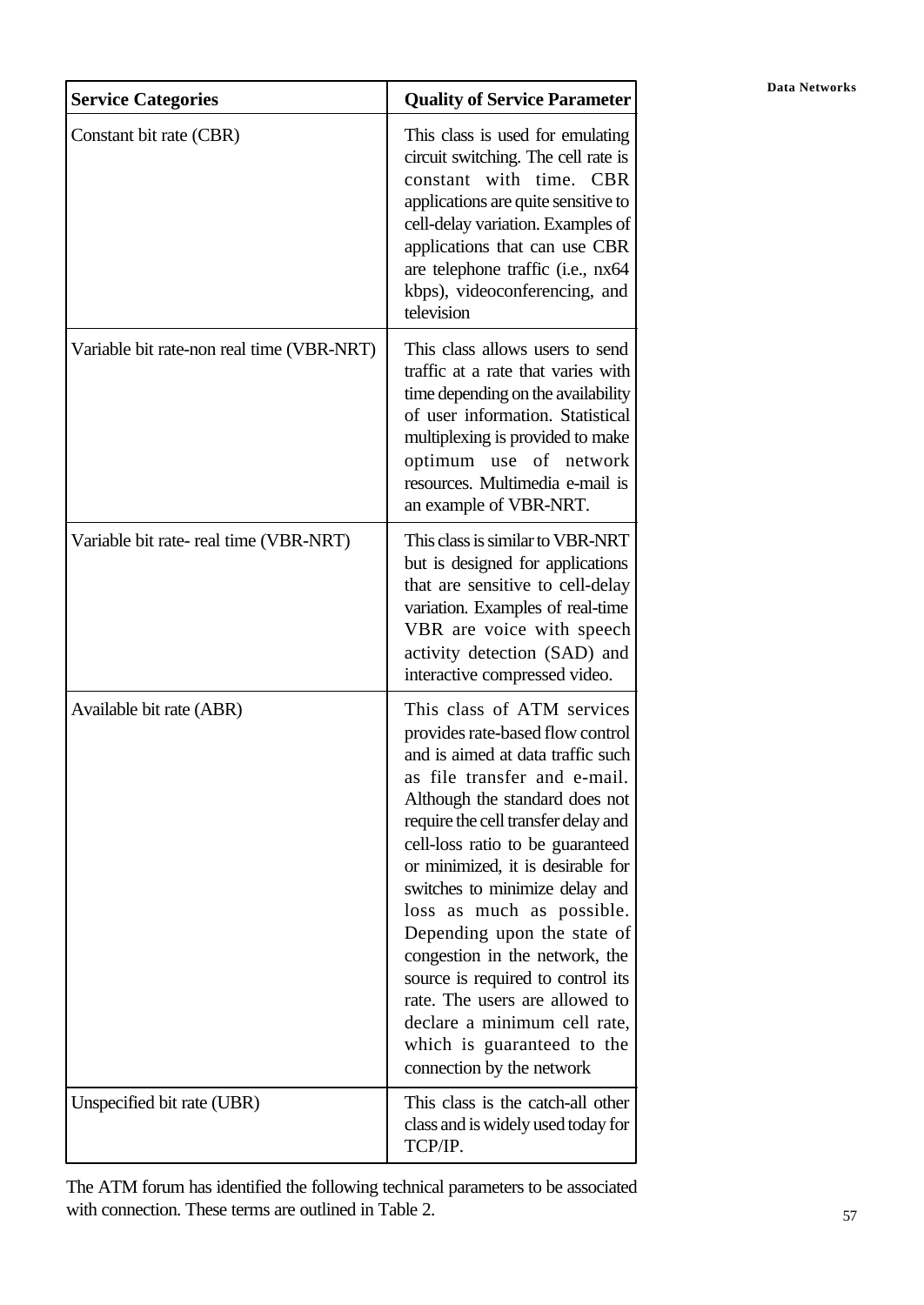| **Service Categories** | **Quality of Service Parameter** |
|---|---|
| Constant bit rate (CBR) | This class is used for emulating circuit switching. The cell rate is constant with time. CBR applications are quite sensitive to cell-delay variation. Examples of applications that can use CBR are telephone traffic (i.e., nx64 kbps), videoconferencing, and television |
| Variable bit rate-non real time (VBR-NRT) | This class allows users to send traffic at a rate that varies with time depending on the availability of user information. Statistical multiplexing is provided to make optimum use of network resources. Multimedia e-mail is an example of VBR-NRT. |
| Variable bit rate- real time (VBR-NRT) | This class is similar to VBR-NRT but is designed for applications that are sensitive to cell-delay variation. Examples of real-time VBR are voice with speech activity detection (SAD) and interactive compressed video. |
| Available bit rate (ABR) | This class of ATM services provides rate-based flow control and is aimed at data traffic such as file transfer and e-mail. Although the standard does not require the cell transfer delay and cell-loss ratio to be guaranteed or minimized, it is desirable for switches to minimize delay and loss as much as possible. Depending upon the state of congestion in the network, the source is required to control its rate. The users are allowed to declare a minimum cell rate, which is guaranteed to the connection by the network |
| Unspecified bit rate (UBR) | This class is the catch-all other class and is widely used today for TCP/IP. |

The ATM forum has identified the following technical parameters to be associated with connection. These terms are outlined in Table 2.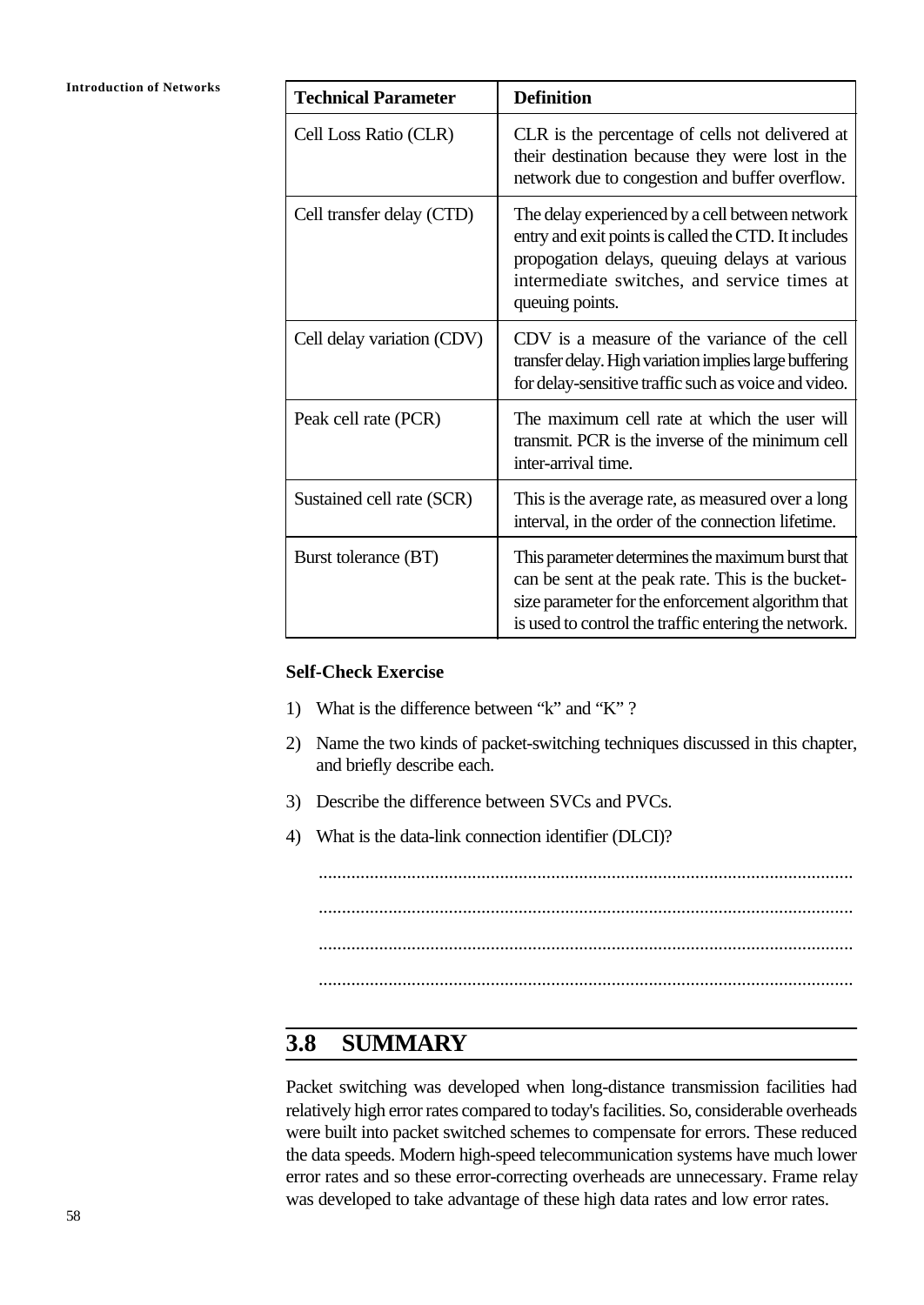| Technical Parameter | Definition |
| --- | --- |
| Cell Loss Ratio (CLR) | CLR is the percentage of cells not delivered at their destination because they were lost in the network due to congestion and buffer overflow. |
| Cell transfer delay (CTD) | The delay experienced by a cell between network entry and exit points is called the CTD. It includes propogation delays, queuing delays at various intermediate switches, and service times at queuing points. |
| Cell delay variation (CDV) | CDV is a measure of the variance of the cell transfer delay. High variation implies large buffering for delay-sensitive traffic such as voice and video. |
| Peak cell rate (PCR) | The maximum cell rate at which the user will transmit. PCR is the inverse of the minimum cell inter-arrival time. |
| Sustained cell rate (SCR) | This is the average rate, as measured over a long interval, in the order of the connection lifetime. |
| Burst tolerance (BT) | This parameter determines the maximum burst that can be sent at the peak rate. This is the bucket-size parameter for the enforcement algorithm that is used to control the traffic entering the network. |

**Self-Check Exercise**

1) What is the difference between "k" and "K" ?
2) Name the two kinds of packet-switching techniques discussed in this chapter, and briefly describe each.
3) Describe the difference between SVCs and PVCs.
4) What is the data-link connection identifier (DLCI)?

..................................................................................................................

..................................................................................................................

..................................................................................................................

..................................................................................................................

## 3.8 SUMMARY

Packet switching was developed when long-distance transmission facilities had relatively high error rates compared to today's facilities. So, considerable overheads were built into packet switched schemes to compensate for errors. These reduced the data speeds. Modern high-speed telecommunication systems have much lower error rates and so these error-correcting overheads are unnecessary. Frame relay was developed to take advantage of these high data rates and low error rates.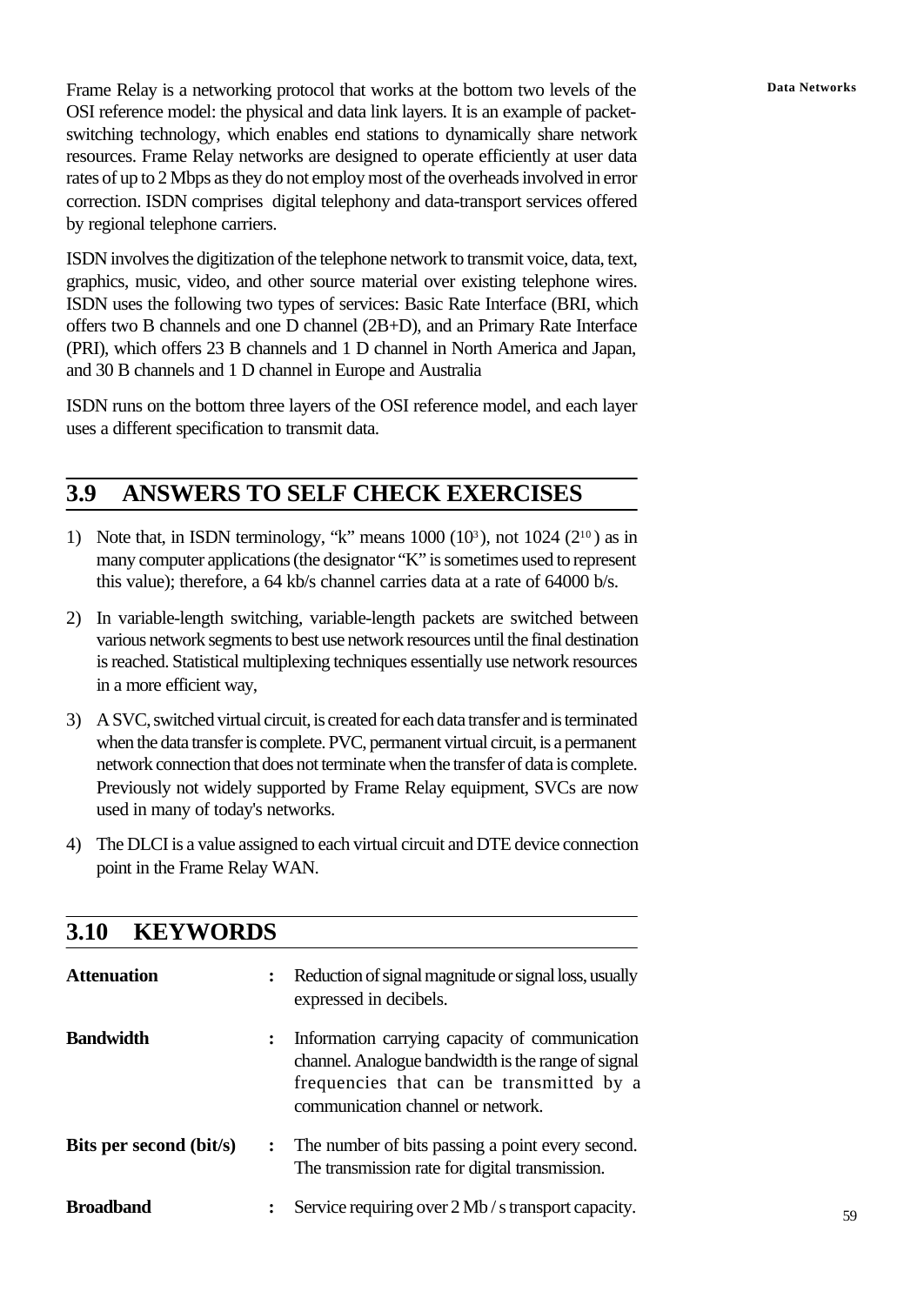Frame Relay is a networking protocol that works at the bottom two levels of the OSI reference model: the physical and data link layers. It is an example of packet-switching technology, which enables end stations to dynamically share network resources. Frame Relay networks are designed to operate efficiently at user data rates of up to 2 Mbps as they do not employ most of the overheads involved in error correction. ISDN comprises digital telephony and data-transport services offered by regional telephone carriers.

ISDN involves the digitization of the telephone network to transmit voice, data, text, graphics, music, video, and other source material over existing telephone wires. ISDN uses the following two types of services: Basic Rate Interface (BRI, which offers two B channels and one D channel (2B+D), and an Primary Rate Interface (PRI), which offers 23 B channels and 1 D channel in North America and Japan, and 30 B channels and 1 D channel in Europe and Australia

ISDN runs on the bottom three layers of the OSI reference model, and each layer uses a different specification to transmit data.

## 3.9 ANSWERS TO SELF CHECK EXERCISES

1) Note that, in ISDN terminology, "k" means 1000 ($10^3$), not 1024 ($2^{10}$) as in many computer applications (the designator "K" is sometimes used to represent this value); therefore, a 64 kb/s channel carries data at a rate of 64000 b/s.

2) In variable-length switching, variable-length packets are switched between various network segments to best use network resources until the final destination is reached. Statistical multiplexing techniques essentially use network resources in a more efficient way,

3) A SVC, switched virtual circuit, is created for each data transfer and is terminated when the data transfer is complete. PVC, permanent virtual circuit, is a permanent network connection that does not terminate when the transfer of data is complete. Previously not widely supported by Frame Relay equipment, SVCs are now used in many of today's networks.

4) The DLCI is a value assigned to each virtual circuit and DTE device connection point in the Frame Relay WAN.

## 3.10 KEYWORDS

**Attenuation** : Reduction of signal magnitude or signal loss, usually expressed in decibels.

**Bandwidth** : Information carrying capacity of communication channel. Analogue bandwidth is the range of signal frequencies that can be transmitted by a communication channel or network.

**Bits per second (bit/s)** : The number of bits passing a point every second. The transmission rate for digital transmission.

**Broadband** : Service requiring over 2 Mb / s transport capacity.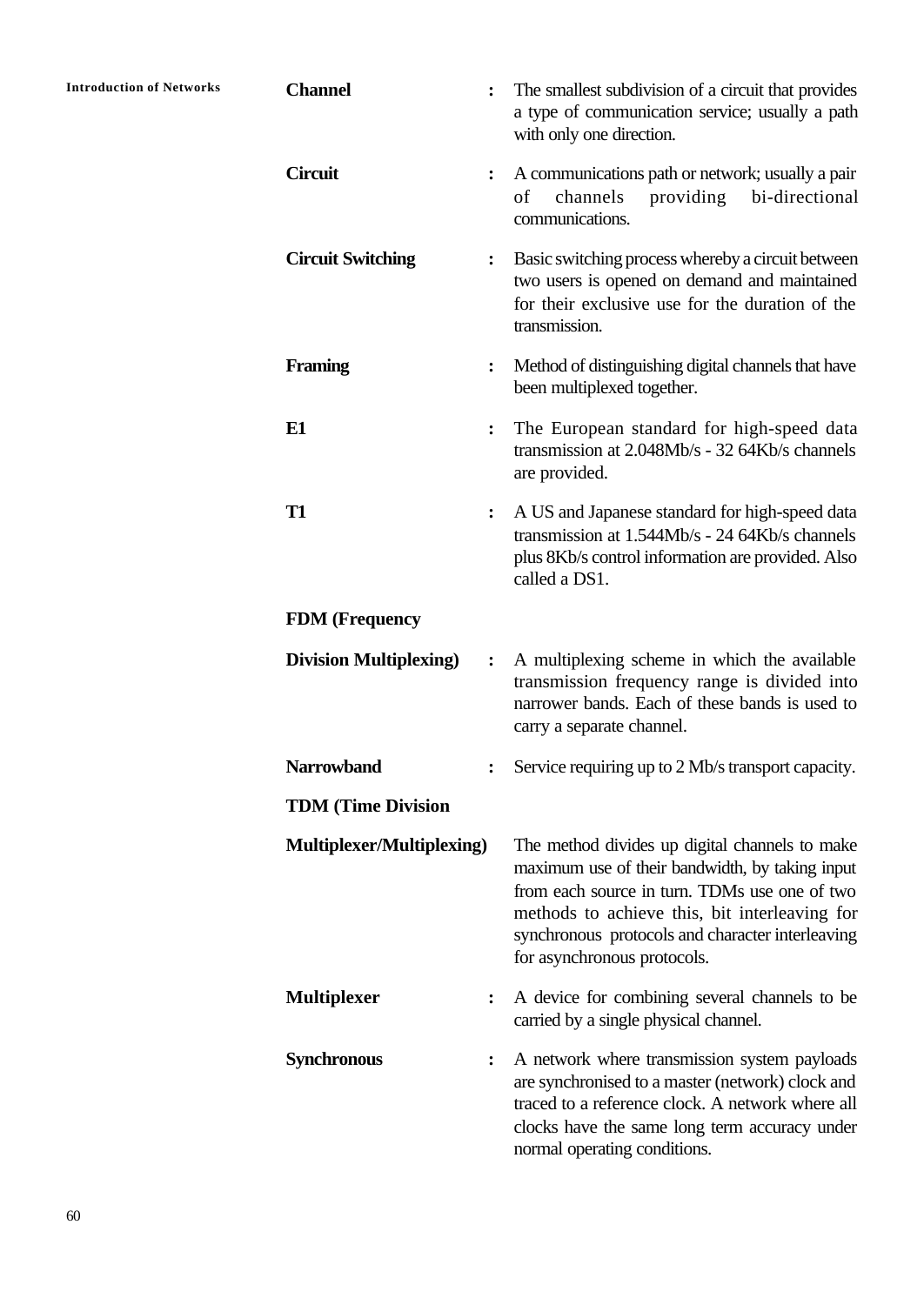**Channel** : The smallest subdivision of a circuit that provides a type of communication service; usually a path with only one direction.

**Circuit** : A communications path or network; usually a pair of channels providing bi-directional communications.

**Circuit Switching** : Basic switching process whereby a circuit between two users is opened on demand and maintained for their exclusive use for the duration of the transmission.

**Framing** : Method of distinguishing digital channels that have been multiplexed together.

**E1** : The European standard for high-speed data transmission at 2.048Mb/s - 32 64Kb/s channels are provided.

**T1** : A US and Japanese standard for high-speed data transmission at 1.544Mb/s - 24 64Kb/s channels plus 8Kb/s control information are provided. Also called a DS1.

**FDM (Frequency Division Multiplexing)** : A multiplexing scheme in which the available transmission frequency range is divided into narrower bands. Each of these bands is used to carry a separate channel.

**Narrowband** : Service requiring up to 2 Mb/s transport capacity.

**TDM (Time Division Multiplexer/Multiplexing)** The method divides up digital channels to make maximum use of their bandwidth, by taking input from each source in turn. TDMs use one of two methods to achieve this, bit interleaving for synchronous protocols and character interleaving for asynchronous protocols.

**Multiplexer** : A device for combining several channels to be carried by a single physical channel.

**Synchronous** : A network where transmission system payloads are synchronised to a master (network) clock and traced to a reference clock. A network where all clocks have the same long term accuracy under normal operating conditions.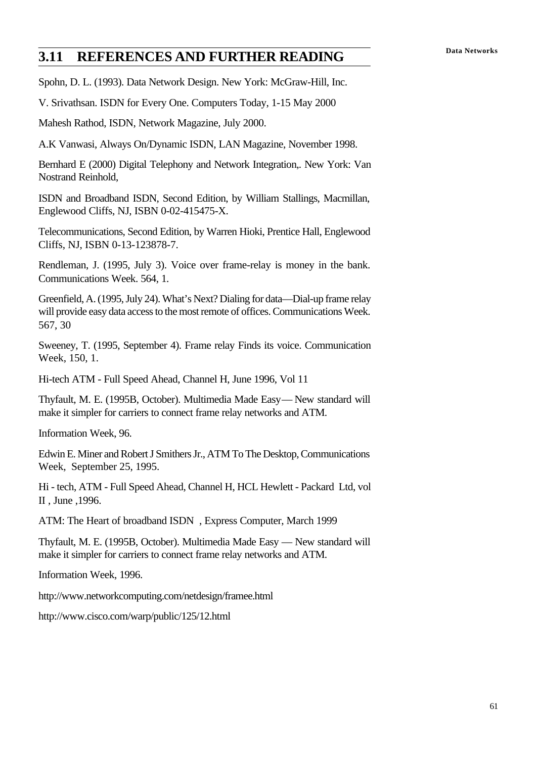## 3.11 REFERENCES AND FURTHER READING

Spohn, D. L. (1993). Data Network Design. New York: McGraw-Hill, Inc.

V. Srivathsan. ISDN for Every One. Computers Today, 1-15 May 2000

Mahesh Rathod, ISDN, Network Magazine, July 2000.

A.K Vanwasi, Always On/Dynamic ISDN, LAN Magazine, November 1998.

Bernhard E (2000) Digital Telephony and Network Integration,. New York: Van Nostrand Reinhold,

ISDN and Broadband ISDN, Second Edition, by William Stallings, Macmillan, Englewood Cliffs, NJ, ISBN 0-02-415475-X.

Telecommunications, Second Edition, by Warren Hioki, Prentice Hall, Englewood Cliffs, NJ, ISBN 0-13-123878-7.

Rendleman, J. (1995, July 3). Voice over frame-relay is money in the bank. Communications Week. 564, 1.

Greenfield, A. (1995, July 24). What's Next? Dialing for data—Dial-up frame relay will provide easy data access to the most remote of offices. Communications Week. 567, 30

Sweeney, T. (1995, September 4). Frame relay Finds its voice. Communication Week, 150, 1.

Hi-tech ATM - Full Speed Ahead, Channel H, June 1996, Vol 11

Thyfault, M. E. (1995B, October). Multimedia Made Easy— New standard will make it simpler for carriers to connect frame relay networks and ATM.

Information Week, 96.

Edwin E. Miner and Robert J Smithers Jr., ATM To The Desktop, Communications Week, September 25, 1995.

Hi - tech, ATM - Full Speed Ahead, Channel H, HCL Hewlett - Packard Ltd, vol II , June ,1996.

ATM: The Heart of broadband ISDN , Express Computer, March 1999

Thyfault, M. E. (1995B, October). Multimedia Made Easy — New standard will make it simpler for carriers to connect frame relay networks and ATM.

Information Week, 1996.

http://www.networkcomputing.com/netdesign/framee.html

http://www.cisco.com/warp/public/125/12.html